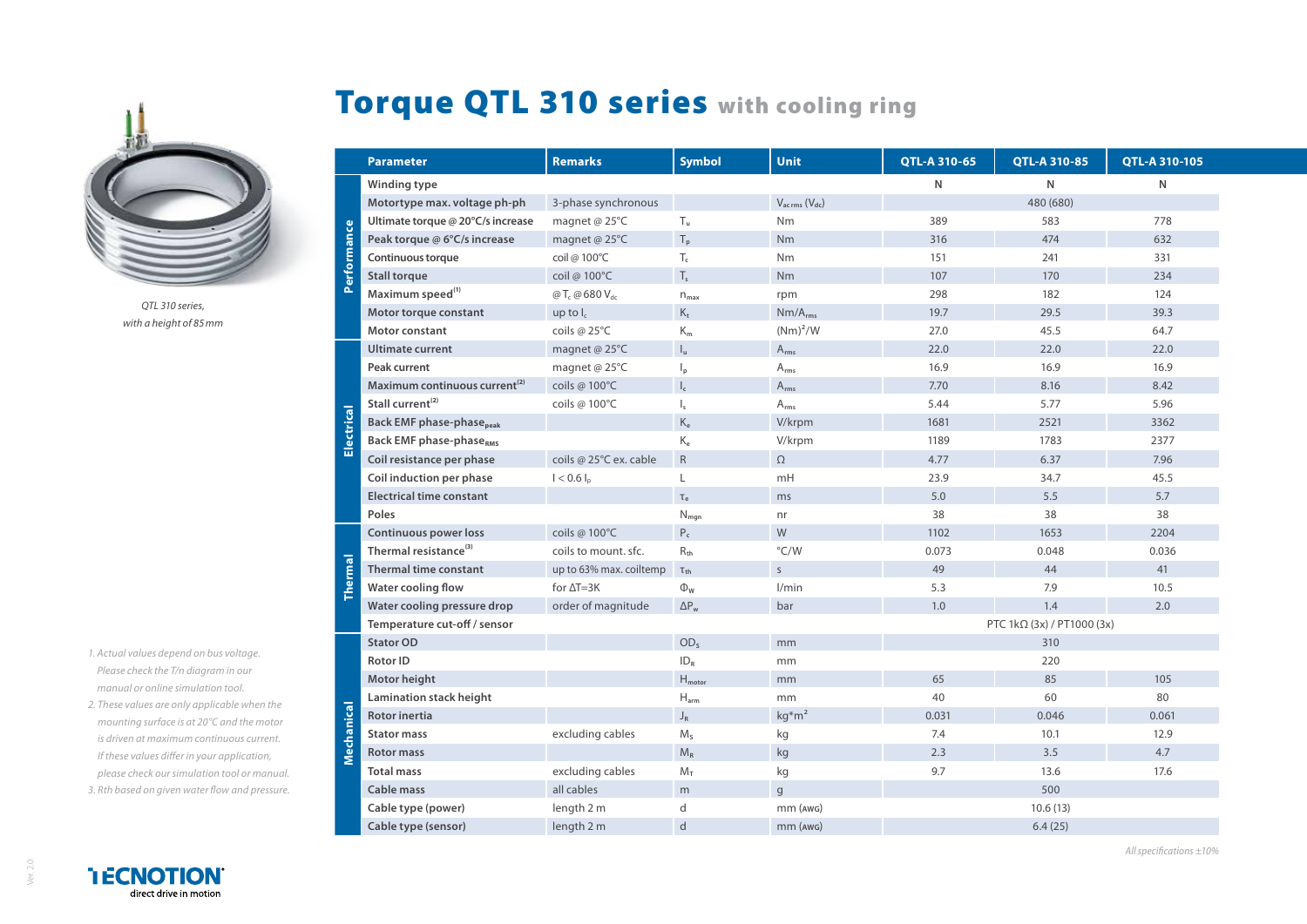# Torque QTL 310 series with cooling ring

*QTL 310 series, with a height of 85 mm*

| | Parameter | Remarks | Symbol | Unit | QTL-A 310-65 | QTL-A 310-85 | QTL-A 310-105 |
|---|---|---|---|---|---|---|---|
| Performance | Winding type | | | | N | N | N |
| | Motortype max. voltage ph-ph | 3-phase synchronous | | $V_{ac\,rms}$ ($V_{dc}$) | 480 (680) | | |
| | Ultimate torque @ 20°C/s increase | magnet @ 25°C | $T_u$ | Nm | 389 | 583 | 778 |
| | Peak torque @ 6°C/s increase | magnet @ 25°C | $T_p$ | Nm | 316 | 474 | 632 |
| | Continuous torque | coil @ 100°C | $T_c$ | Nm | 151 | 241 | 331 |
| | Stall torque | coil @ 100°C | $T_s$ | Nm | 107 | 170 | 234 |
| | Maximum speed[1] | @ $T_c$ @ 680 $V_{dc}$ | $n_{max}$ | rpm | 298 | 182 | 124 |
| | Motor torque constant | up to $I_c$ | $K_t$ | $Nm/A_{rms}$ | 19.7 | 29.5 | 39.3 |
| | Motor constant | coils @ 25°C | $K_m$ | $(Nm)^2/W$ | 27.0 | 45.5 | 64.7 |
| Electrical | Ultimate current | magnet @ 25°C | $I_u$ | $A_{rms}$ | 22.0 | 22.0 | 22.0 |
| | Peak current | magnet @ 25°C | $I_p$ | $A_{rms}$ | 16.9 | 16.9 | 16.9 |
| | Maximum continuous current[2] | coils @ 100°C | $I_c$ | $A_{rms}$ | 7.70 | 8.16 | 8.42 |
| | Stall current[2] | coils @ 100°C | $I_s$ | $A_{rms}$ | 5.44 | 5.77 | 5.96 |
| | Back EMF phase-phase$_{peak}$ | | $K_e$ | V/krpm | 1681 | 2521 | 3362 |
| | Back EMF phase-phase$_{RMS}$ | | $K_e$ | V/krpm | 1189 | 1783 | 2377 |
| | Coil resistance per phase | coils @ 25°C ex. cable | R | Ω | 4.77 | 6.37 | 7.96 |
| | Coil induction per phase | I < 0.6 $I_p$ | L | mH | 23.9 | 34.7 | 45.5 |
| | Electrical time constant | | $\tau_e$ | ms | 5.0 | 5.5 | 5.7 |
| | Poles | | $N_{mgn}$ | nr | 38 | 38 | 38 |
| Thermal | Continuous power loss | coils @ 100°C | $P_c$ | W | 1102 | 1653 | 2204 |
| | Thermal resistance[3] | coils to mount. sfc. | $R_{th}$ | °C/W | 0.073 | 0.048 | 0.036 |
| | Thermal time constant | up to 63% max. coiltemp | $\tau_{th}$ | s | 49 | 44 | 41 |
| | Water cooling flow | for ΔT=3K | $\Phi_w$ | l/min | 5.3 | 7.9 | 10.5 |
| | Water cooling pressure drop | order of magnitude | $\Delta P_w$ | bar | 1.0 | 1.4 | 2.0 |
| | Temperature cut-off / sensor | | | | PTC 1kΩ (3x) / PT1000 (3x) | | |
| Mechanical | Stator OD | | $OD_s$ | mm | 310 | | |
| | Rotor ID | | $ID_R$ | mm | 220 | | |
| | Motor height | | $H_{motor}$ | mm | 65 | 85 | 105 |
| | Lamination stack height | | $H_{arm}$ | mm | 40 | 60 | 80 |
| | Rotor inertia | | $J_R$ | $kg{*}m^2$ | 0.031 | 0.046 | 0.061 |
| | Stator mass | excluding cables | $M_s$ | kg | 7.4 | 10.1 | 12.9 |
| | Rotor mass | | $M_R$ | kg | 2.3 | 3.5 | 4.7 |
| | Total mass | excluding cables | $M_T$ | kg | 9.7 | 13.6 | 17.6 |
| | Cable mass | all cables | m | g | 500 | | |
| | Cable type (power) | length 2 m | d | mm (AWG) | 10.6 (13) | | |
| | Cable type (sensor) | length 2 m | d | mm (AWG) | 6.4 (25) | | |

1. Actual values depend on bus voltage. Please check the T/n diagram in our manual or online simulation tool.
2. These values are only applicable when the mounting surface is at 20°C and the motor is driven at maximum continuous current. If these values differ in your application, please check our simulation tool or manual.
3. Rth based on given water flow and pressure.

*All specifications ±10%*

TECNOTION direct drive in motion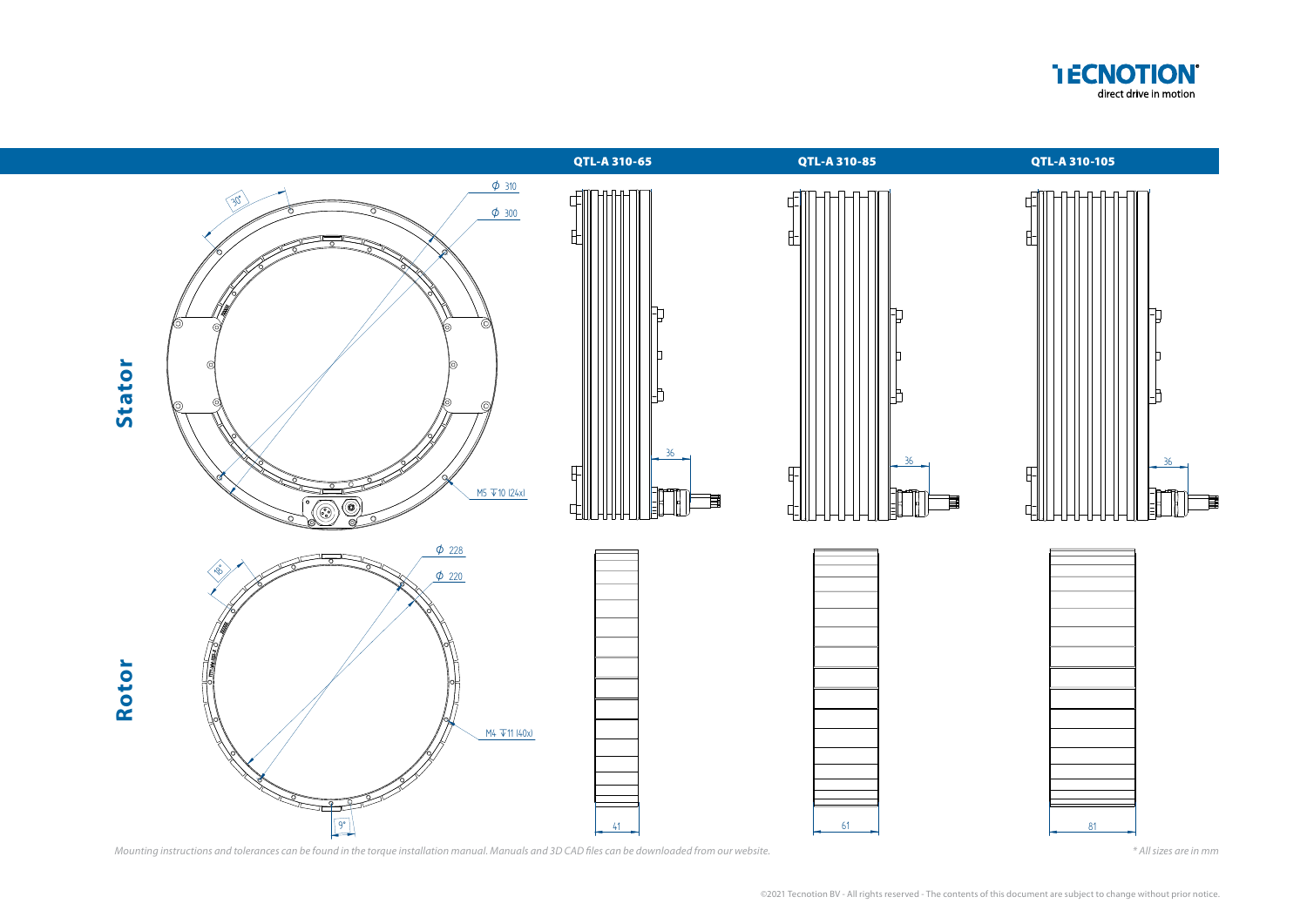TECNOTION
direct drive in motion

QTL-A 310-65

QTL-A 310-85

QTL-A 310-105

**Stator**

30°

ϕ 310

ϕ 300

M5 ⊽10 (24x)

36

36

36

**Rotor**

18°

ϕ 228

ϕ 220

M4 ⊽11 (40x)

9°

41

61

81

*Mounting instructions and tolerances can be found in the torque installation manual. Manuals and 3D CAD files can be downloaded from our website.*

** All sizes are in mm*

©2021 Tecnotion BV - All rights reserved - The contents of this document are subject to change without prior notice.